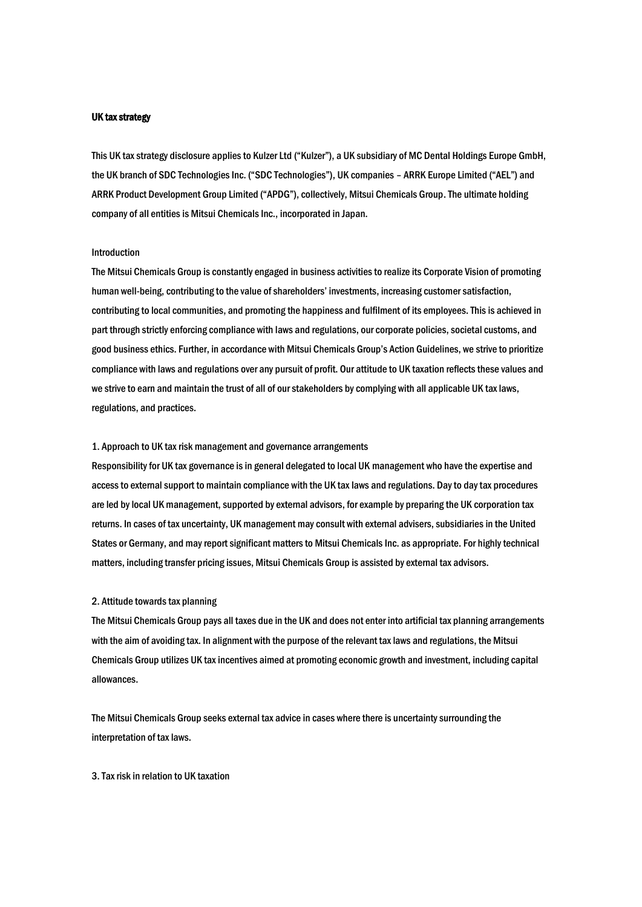# UK tax strategy

This UK tax strategy disclosure applies to Kulzer Ltd ("Kulzer"), a UK subsidiary of MC Dental Holdings Europe GmbH, the UK branch of SDC Technologies Inc. ("SDC Technologies"), UK companies – ARRK Europe Limited ("AEL") and ARRK Product Development Group Limited ("APDG"), collectively, Mitsui Chemicals Group. The ultimate holding company of all entities is Mitsui Chemicals Inc., incorporated in Japan.

## Introduction

The Mitsui Chemicals Group is constantly engaged in business activities to realize its Corporate Vision of promoting human well-being, contributing to the value of shareholders' investments, increasing customer satisfaction, contributing to local communities, and promoting the happiness and fulfilment of its employees. This is achieved in part through strictly enforcing compliance with laws and regulations, our corporate policies, societal customs, and good business ethics. Further, in accordance with Mitsui Chemicals Group's Action Guidelines, we strive to prioritize compliance with laws and regulations over any pursuit of profit. Our attitude to UK taxation reflects these values and we strive to earn and maintain the trust of all of our stakeholders by complying with all applicable UK tax laws, regulations, and practices.

## 1. Approach to UK tax risk management and governance arrangements

Responsibility for UK tax governance is in general delegated to local UK management who have the expertise and access to external support to maintain compliance with the UK tax laws and regulations. Day to day tax procedures are led by local UK management, supported by external advisors, for example by preparing the UK corporation tax returns. In cases of tax uncertainty, UK management may consult with external advisers, subsidiaries in the United States or Germany, and may report significant matters to Mitsui Chemicals Inc. as appropriate. For highly technical matters, including transfer pricing issues, Mitsui Chemicals Group is assisted by external tax advisors.

## 2. Attitude towards tax planning

The Mitsui Chemicals Group pays all taxes due in the UK and does not enter into artificial tax planning arrangements with the aim of avoiding tax. In alignment with the purpose of the relevant tax laws and regulations, the Mitsui Chemicals Group utilizes UK tax incentives aimed at promoting economic growth and investment, including capital allowances.

The Mitsui Chemicals Group seeks external tax advice in cases where there is uncertainty surrounding the interpretation of tax laws.

## 3. Tax risk in relation to UK taxation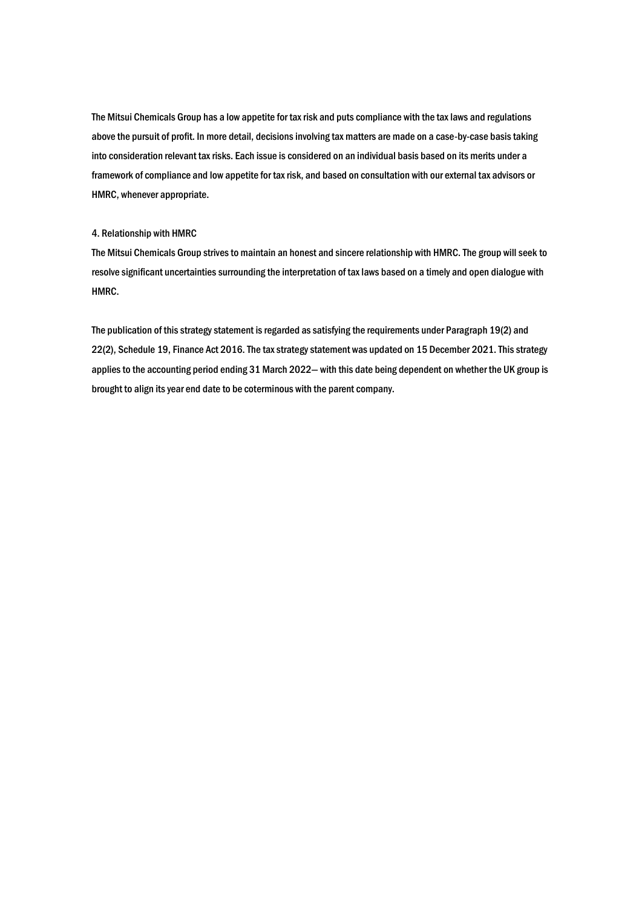The Mitsui Chemicals Group has a low appetite for tax risk and puts compliance with the tax laws and regulations above the pursuit of profit. In more detail, decisions involving tax matters are made on a case-by-case basis taking into consideration relevant tax risks. Each issue is considered on an individual basis based on its merits under a framework of compliance and low appetite for tax risk, and based on consultation with our external tax advisors or HMRC, whenever appropriate.

4. Relationship with HMRC

The Mitsui Chemicals Group strives to maintain an honest and sincere relationship with HMRC. The group will seek to resolve significant uncertainties surrounding the interpretation of tax laws based on a timely and open dialogue with HMRC.

The publication of this strategy statement is regarded as satisfying the requirements under Paragraph 19(2) and 22(2), Schedule 19, Finance Act 2016. The tax strategy statement was updated on 15 December 2021. This strategy applies to the accounting period ending 31 March 2022— with this date being dependent on whether the UK group is brought to align its year end date to be coterminous with the parent company.